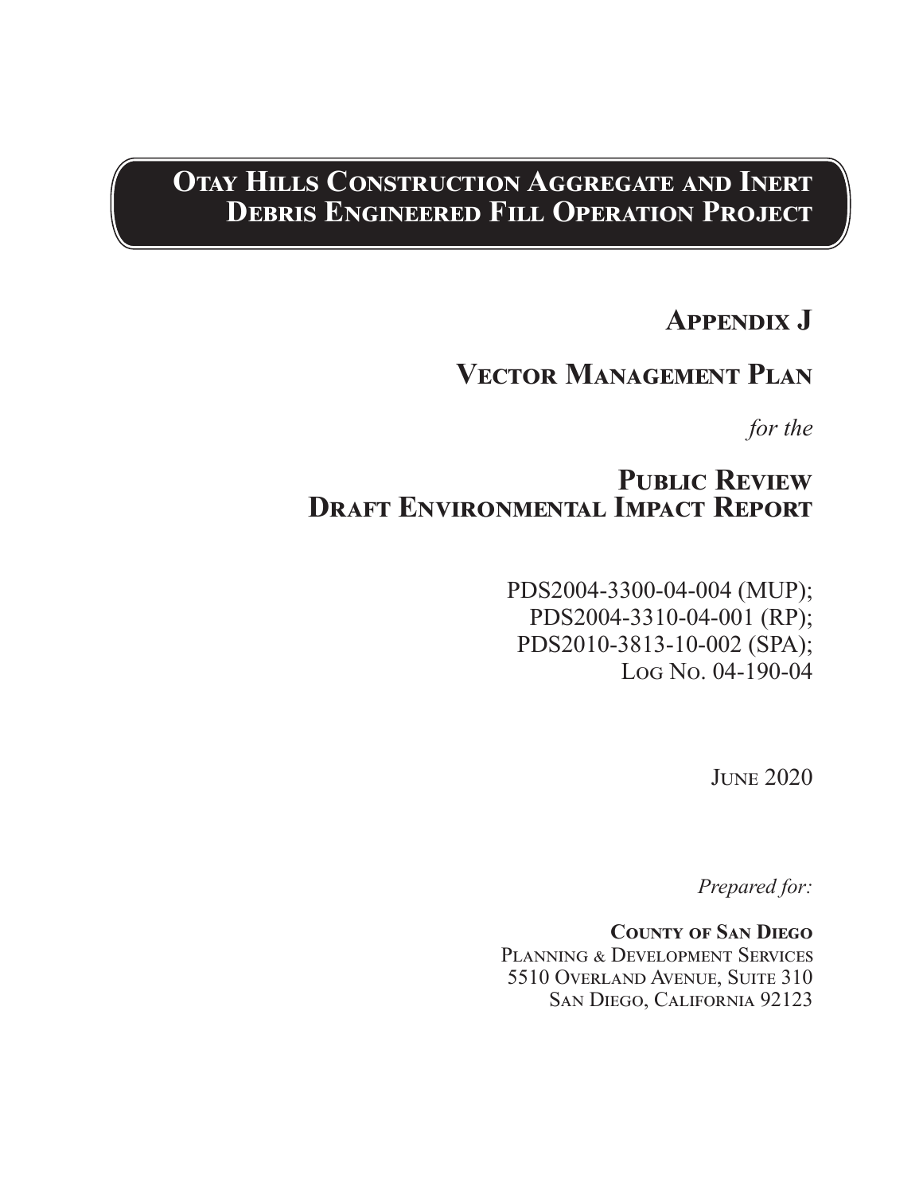# Otay Hills Construction Aggregate and Inert Debris Engineered Fill Operation Project

## Appendix J

## Vector Management Plan

*for the*

## Public Review Draft Environmental Impact Report

PDS2004-3300-04-004 (MUP);
PDS2004-3310-04-001 (RP);
PDS2010-3813-10-002 (SPA);
Log No. 04-190-04

June 2020

*Prepared for:*

**County of San Diego**
Planning & Development Services
5510 Overland Avenue, Suite 310
San Diego, California 92123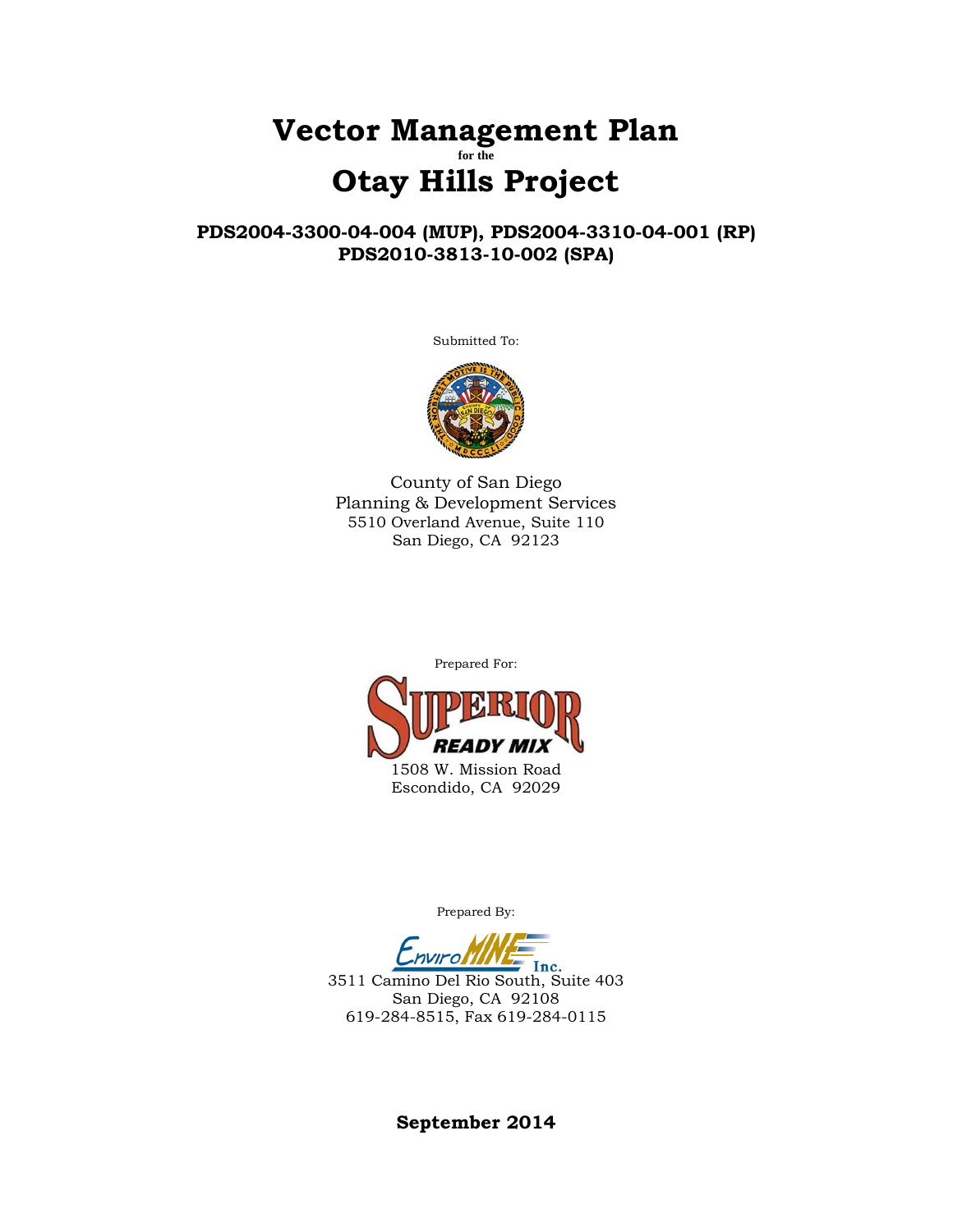# Vector Management Plan

for the

# Otay Hills Project

**PDS2004-3300-04-004 (MUP), PDS2004-3310-04-001 (RP)**
**PDS2010-3813-10-002 (SPA)**

Submitted To:

County of San Diego
Planning & Development Services
5510 Overland Avenue, Suite 110
San Diego, CA 92123

Prepared For:

Superior Ready Mix
1508 W. Mission Road
Escondido, CA 92029

Prepared By:

EnviroMINE Inc.
3511 Camino Del Rio South, Suite 403
San Diego, CA 92108
619-284-8515, Fax 619-284-0115

**September 2014**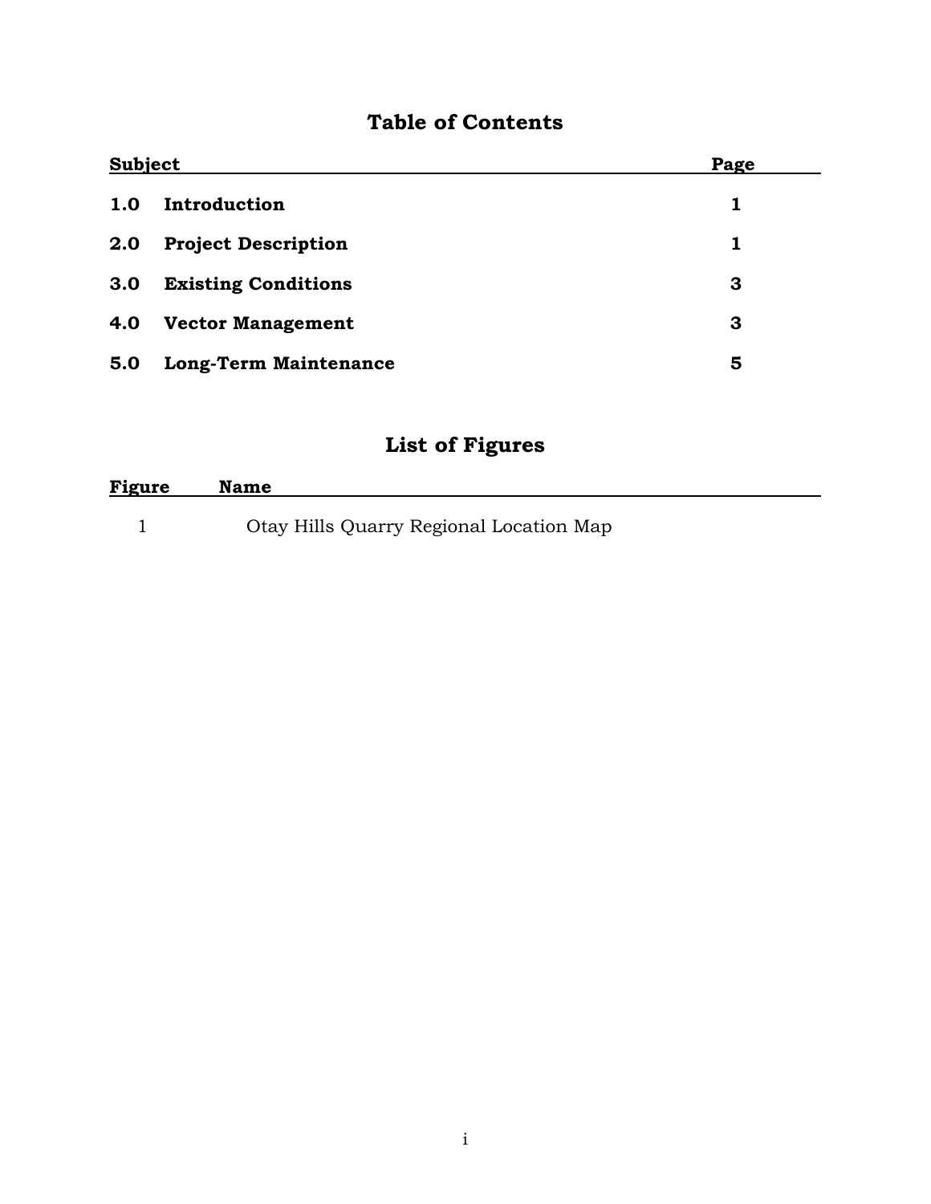# Table of Contents

| Subject | | Page |
|---|---|---|
| **1.0** | **Introduction** | **1** |
| **2.0** | **Project Description** | **1** |
| **3.0** | **Existing Conditions** | **3** |
| **4.0** | **Vector Management** | **3** |
| **5.0** | **Long-Term Maintenance** | **5** |

# List of Figures

| Figure | Name |
|---|---|
| 1 | Otay Hills Quarry Regional Location Map |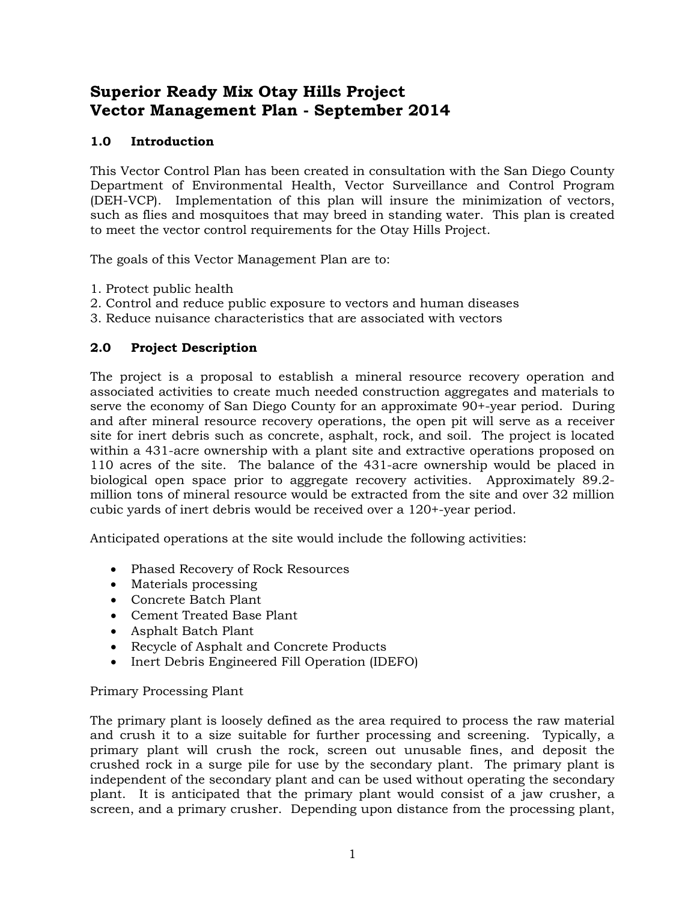# Superior Ready Mix Otay Hills Project
# Vector Management Plan - September 2014

## 1.0 Introduction

This Vector Control Plan has been created in consultation with the San Diego County Department of Environmental Health, Vector Surveillance and Control Program (DEH-VCP). Implementation of this plan will insure the minimization of vectors, such as flies and mosquitoes that may breed in standing water. This plan is created to meet the vector control requirements for the Otay Hills Project.

The goals of this Vector Management Plan are to:

1. Protect public health
2. Control and reduce public exposure to vectors and human diseases
3. Reduce nuisance characteristics that are associated with vectors

## 2.0 Project Description

The project is a proposal to establish a mineral resource recovery operation and associated activities to create much needed construction aggregates and materials to serve the economy of San Diego County for an approximate 90+-year period. During and after mineral resource recovery operations, the open pit will serve as a receiver site for inert debris such as concrete, asphalt, rock, and soil. The project is located within a 431-acre ownership with a plant site and extractive operations proposed on 110 acres of the site. The balance of the 431-acre ownership would be placed in biological open space prior to aggregate recovery activities. Approximately 89.2-million tons of mineral resource would be extracted from the site and over 32 million cubic yards of inert debris would be received over a 120+-year period.

Anticipated operations at the site would include the following activities:

- Phased Recovery of Rock Resources
- Materials processing
- Concrete Batch Plant
- Cement Treated Base Plant
- Asphalt Batch Plant
- Recycle of Asphalt and Concrete Products
- Inert Debris Engineered Fill Operation (IDEFO)

Primary Processing Plant

The primary plant is loosely defined as the area required to process the raw material and crush it to a size suitable for further processing and screening. Typically, a primary plant will crush the rock, screen out unusable fines, and deposit the crushed rock in a surge pile for use by the secondary plant. The primary plant is independent of the secondary plant and can be used without operating the secondary plant. It is anticipated that the primary plant would consist of a jaw crusher, a screen, and a primary crusher. Depending upon distance from the processing plant,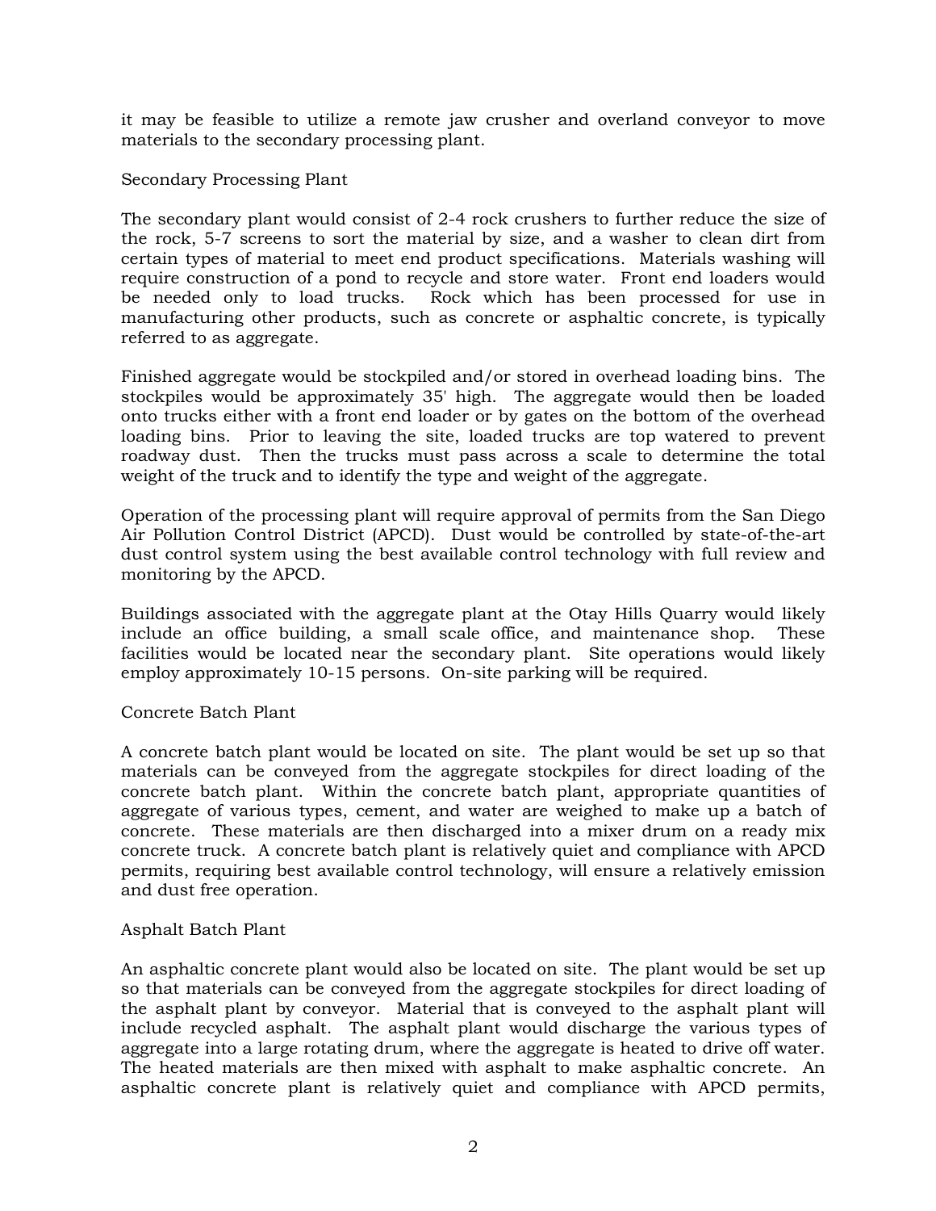it may be feasible to utilize a remote jaw crusher and overland conveyor to move materials to the secondary processing plant.

### Secondary Processing Plant

The secondary plant would consist of 2-4 rock crushers to further reduce the size of the rock, 5-7 screens to sort the material by size, and a washer to clean dirt from certain types of material to meet end product specifications. Materials washing will require construction of a pond to recycle and store water. Front end loaders would be needed only to load trucks. Rock which has been processed for use in manufacturing other products, such as concrete or asphaltic concrete, is typically referred to as aggregate.

Finished aggregate would be stockpiled and/or stored in overhead loading bins. The stockpiles would be approximately 35' high. The aggregate would then be loaded onto trucks either with a front end loader or by gates on the bottom of the overhead loading bins. Prior to leaving the site, loaded trucks are top watered to prevent roadway dust. Then the trucks must pass across a scale to determine the total weight of the truck and to identify the type and weight of the aggregate.

Operation of the processing plant will require approval of permits from the San Diego Air Pollution Control District (APCD). Dust would be controlled by state-of-the-art dust control system using the best available control technology with full review and monitoring by the APCD.

Buildings associated with the aggregate plant at the Otay Hills Quarry would likely include an office building, a small scale office, and maintenance shop. These facilities would be located near the secondary plant. Site operations would likely employ approximately 10-15 persons. On-site parking will be required.

### Concrete Batch Plant

A concrete batch plant would be located on site. The plant would be set up so that materials can be conveyed from the aggregate stockpiles for direct loading of the concrete batch plant. Within the concrete batch plant, appropriate quantities of aggregate of various types, cement, and water are weighed to make up a batch of concrete. These materials are then discharged into a mixer drum on a ready mix concrete truck. A concrete batch plant is relatively quiet and compliance with APCD permits, requiring best available control technology, will ensure a relatively emission and dust free operation.

### Asphalt Batch Plant

An asphaltic concrete plant would also be located on site. The plant would be set up so that materials can be conveyed from the aggregate stockpiles for direct loading of the asphalt plant by conveyor. Material that is conveyed to the asphalt plant will include recycled asphalt. The asphalt plant would discharge the various types of aggregate into a large rotating drum, where the aggregate is heated to drive off water. The heated materials are then mixed with asphalt to make asphaltic concrete. An asphaltic concrete plant is relatively quiet and compliance with APCD permits,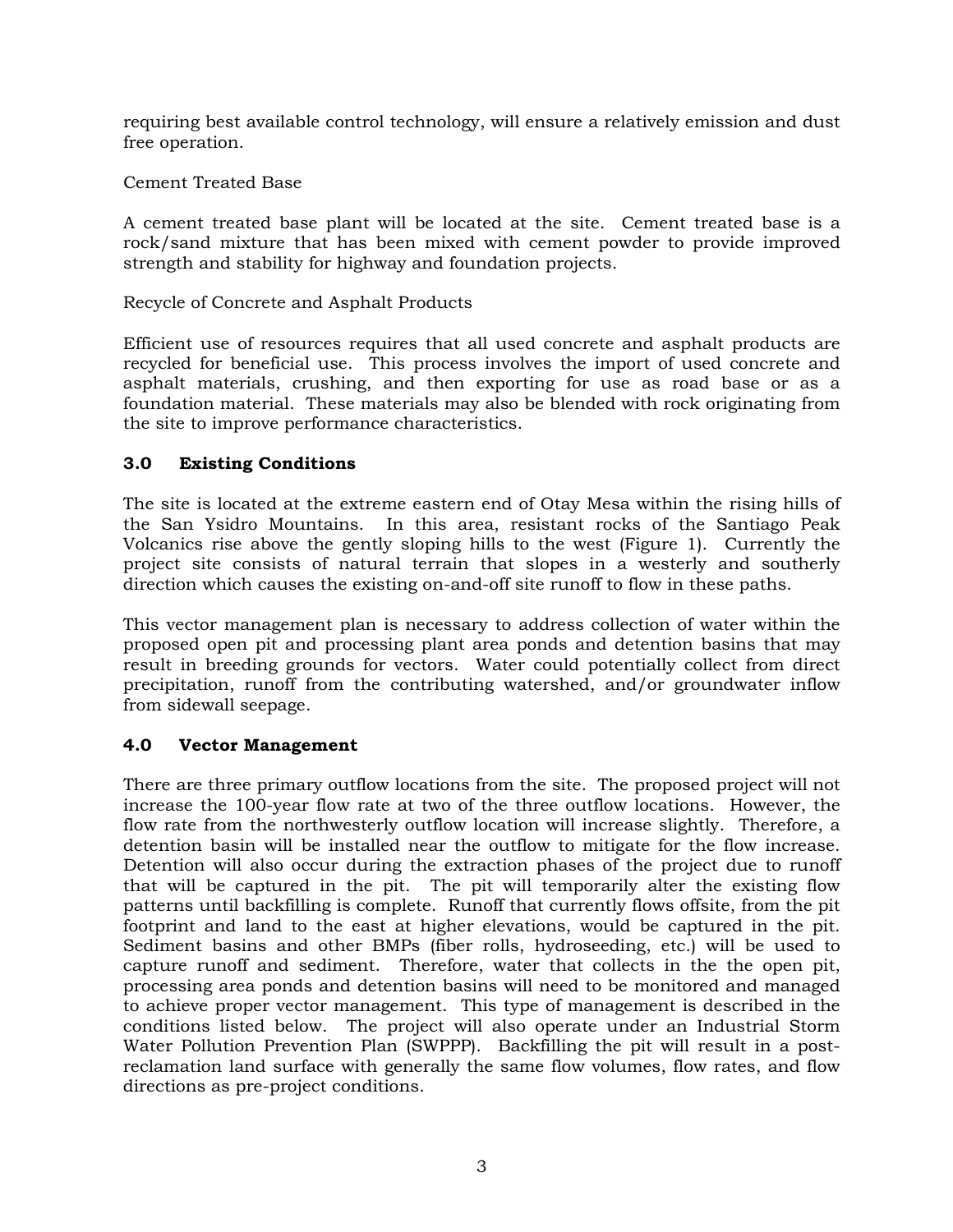requiring best available control technology, will ensure a relatively emission and dust free operation.

Cement Treated Base

A cement treated base plant will be located at the site. Cement treated base is a rock/sand mixture that has been mixed with cement powder to provide improved strength and stability for highway and foundation projects.

Recycle of Concrete and Asphalt Products

Efficient use of resources requires that all used concrete and asphalt products are recycled for beneficial use. This process involves the import of used concrete and asphalt materials, crushing, and then exporting for use as road base or as a foundation material. These materials may also be blended with rock originating from the site to improve performance characteristics.

## 3.0 Existing Conditions

The site is located at the extreme eastern end of Otay Mesa within the rising hills of the San Ysidro Mountains. In this area, resistant rocks of the Santiago Peak Volcanics rise above the gently sloping hills to the west (Figure 1). Currently the project site consists of natural terrain that slopes in a westerly and southerly direction which causes the existing on-and-off site runoff to flow in these paths.

This vector management plan is necessary to address collection of water within the proposed open pit and processing plant area ponds and detention basins that may result in breeding grounds for vectors. Water could potentially collect from direct precipitation, runoff from the contributing watershed, and/or groundwater inflow from sidewall seepage.

## 4.0 Vector Management

There are three primary outflow locations from the site. The proposed project will not increase the 100-year flow rate at two of the three outflow locations. However, the flow rate from the northwesterly outflow location will increase slightly. Therefore, a detention basin will be installed near the outflow to mitigate for the flow increase. Detention will also occur during the extraction phases of the project due to runoff that will be captured in the pit. The pit will temporarily alter the existing flow patterns until backfilling is complete. Runoff that currently flows offsite, from the pit footprint and land to the east at higher elevations, would be captured in the pit. Sediment basins and other BMPs (fiber rolls, hydroseeding, etc.) will be used to capture runoff and sediment. Therefore, water that collects in the the open pit, processing area ponds and detention basins will need to be monitored and managed to achieve proper vector management. This type of management is described in the conditions listed below. The project will also operate under an Industrial Storm Water Pollution Prevention Plan (SWPPP). Backfilling the pit will result in a post-reclamation land surface with generally the same flow volumes, flow rates, and flow directions as pre-project conditions.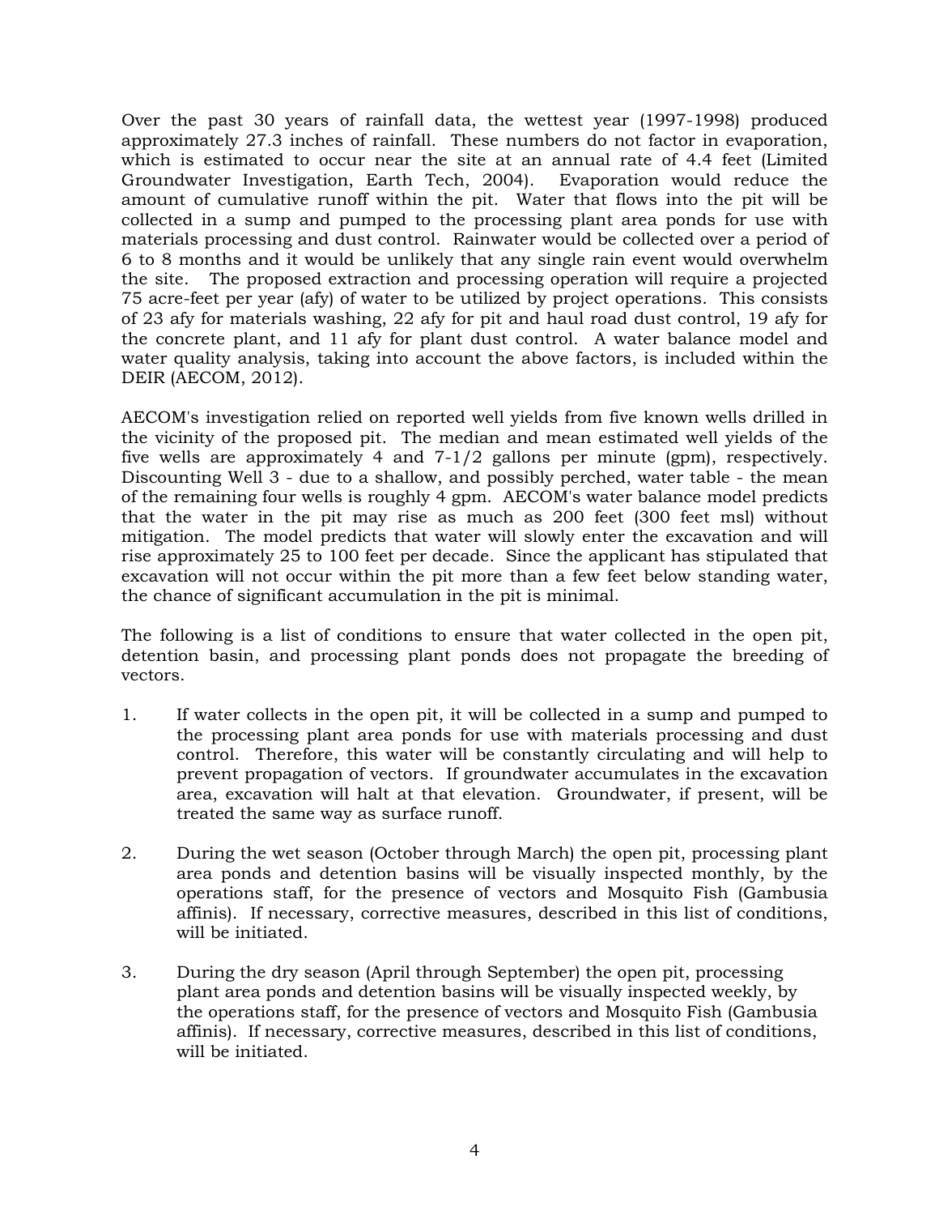Over the past 30 years of rainfall data, the wettest year (1997-1998) produced approximately 27.3 inches of rainfall. These numbers do not factor in evaporation, which is estimated to occur near the site at an annual rate of 4.4 feet (Limited Groundwater Investigation, Earth Tech, 2004). Evaporation would reduce the amount of cumulative runoff within the pit. Water that flows into the pit will be collected in a sump and pumped to the processing plant area ponds for use with materials processing and dust control. Rainwater would be collected over a period of 6 to 8 months and it would be unlikely that any single rain event would overwhelm the site. The proposed extraction and processing operation will require a projected 75 acre-feet per year (afy) of water to be utilized by project operations. This consists of 23 afy for materials washing, 22 afy for pit and haul road dust control, 19 afy for the concrete plant, and 11 afy for plant dust control. A water balance model and water quality analysis, taking into account the above factors, is included within the DEIR (AECOM, 2012).

AECOM's investigation relied on reported well yields from five known wells drilled in the vicinity of the proposed pit. The median and mean estimated well yields of the five wells are approximately 4 and 7-1/2 gallons per minute (gpm), respectively. Discounting Well 3 - due to a shallow, and possibly perched, water table - the mean of the remaining four wells is roughly 4 gpm. AECOM's water balance model predicts that the water in the pit may rise as much as 200 feet (300 feet msl) without mitigation. The model predicts that water will slowly enter the excavation and will rise approximately 25 to 100 feet per decade. Since the applicant has stipulated that excavation will not occur within the pit more than a few feet below standing water, the chance of significant accumulation in the pit is minimal.

The following is a list of conditions to ensure that water collected in the open pit, detention basin, and processing plant ponds does not propagate the breeding of vectors.

1. If water collects in the open pit, it will be collected in a sump and pumped to the processing plant area ponds for use with materials processing and dust control. Therefore, this water will be constantly circulating and will help to prevent propagation of vectors. If groundwater accumulates in the excavation area, excavation will halt at that elevation. Groundwater, if present, will be treated the same way as surface runoff.

2. During the wet season (October through March) the open pit, processing plant area ponds and detention basins will be visually inspected monthly, by the operations staff, for the presence of vectors and Mosquito Fish (Gambusia affinis). If necessary, corrective measures, described in this list of conditions, will be initiated.

3. During the dry season (April through September) the open pit, processing plant area ponds and detention basins will be visually inspected weekly, by the operations staff, for the presence of vectors and Mosquito Fish (Gambusia affinis). If necessary, corrective measures, described in this list of conditions, will be initiated.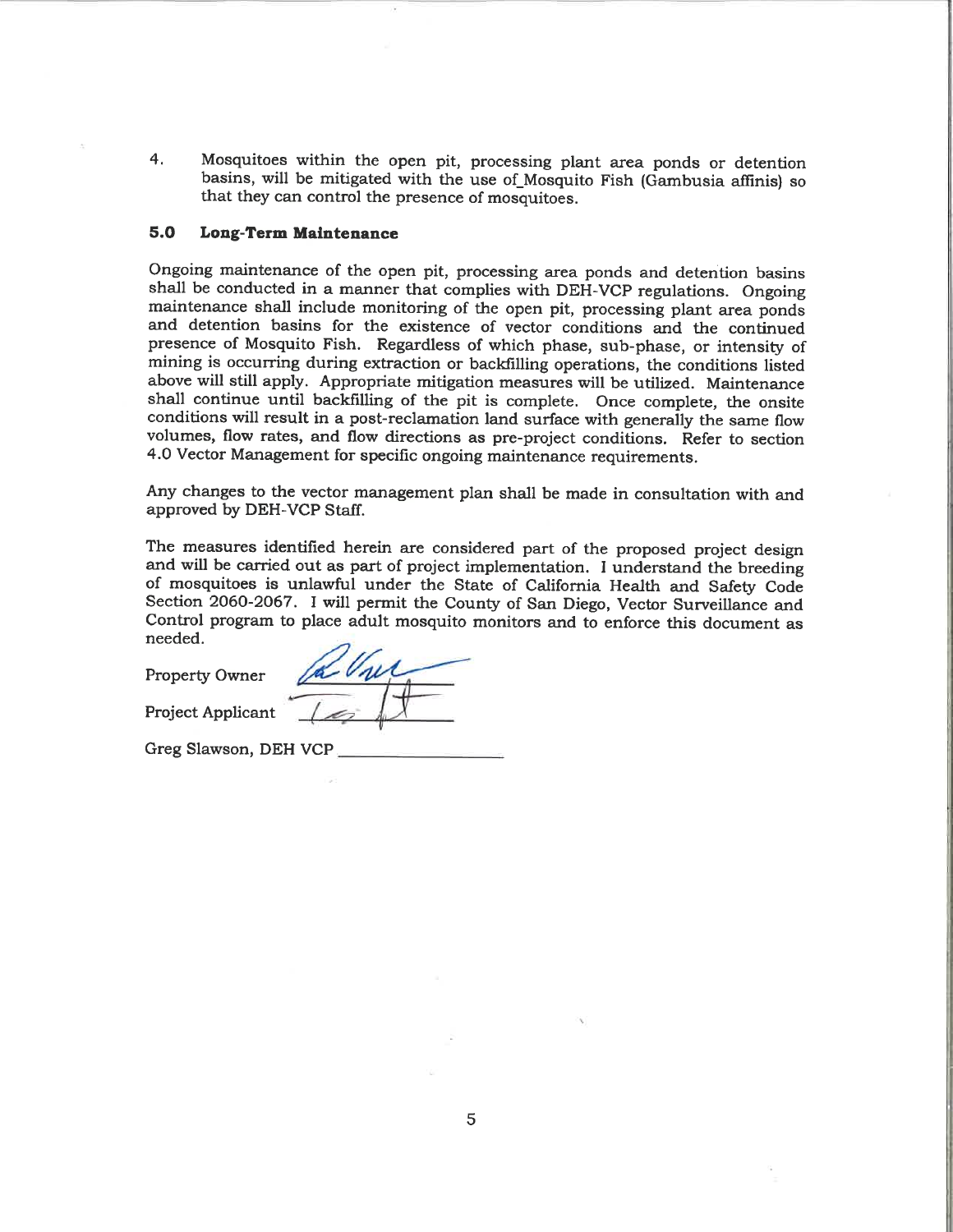4. Mosquitoes within the open pit, processing plant area ponds or detention basins, will be mitigated with the use of_Mosquito Fish (Gambusia affinis) so that they can control the presence of mosquitoes.

## 5.0 Long-Term Maintenance

Ongoing maintenance of the open pit, processing area ponds and detention basins shall be conducted in a manner that complies with DEH-VCP regulations. Ongoing maintenance shall include monitoring of the open pit, processing plant area ponds and detention basins for the existence of vector conditions and the continued presence of Mosquito Fish. Regardless of which phase, sub-phase, or intensity of mining is occurring during extraction or backfilling operations, the conditions listed above will still apply. Appropriate mitigation measures will be utilized. Maintenance shall continue until backfilling of the pit is complete. Once complete, the onsite conditions will result in a post-reclamation land surface with generally the same flow volumes, flow rates, and flow directions as pre-project conditions. Refer to section 4.0 Vector Management for specific ongoing maintenance requirements.

Any changes to the vector management plan shall be made in consultation with and approved by DEH-VCP Staff.

The measures identified herein are considered part of the proposed project design and will be carried out as part of project implementation. I understand the breeding of mosquitoes is unlawful under the State of California Health and Safety Code Section 2060-2067. I will permit the County of San Diego, Vector Surveillance and Control program to place adult mosquito monitors and to enforce this document as needed.

Property Owner [signature]

Project Applicant [signature]

Greg Slawson, DEH VCP ________________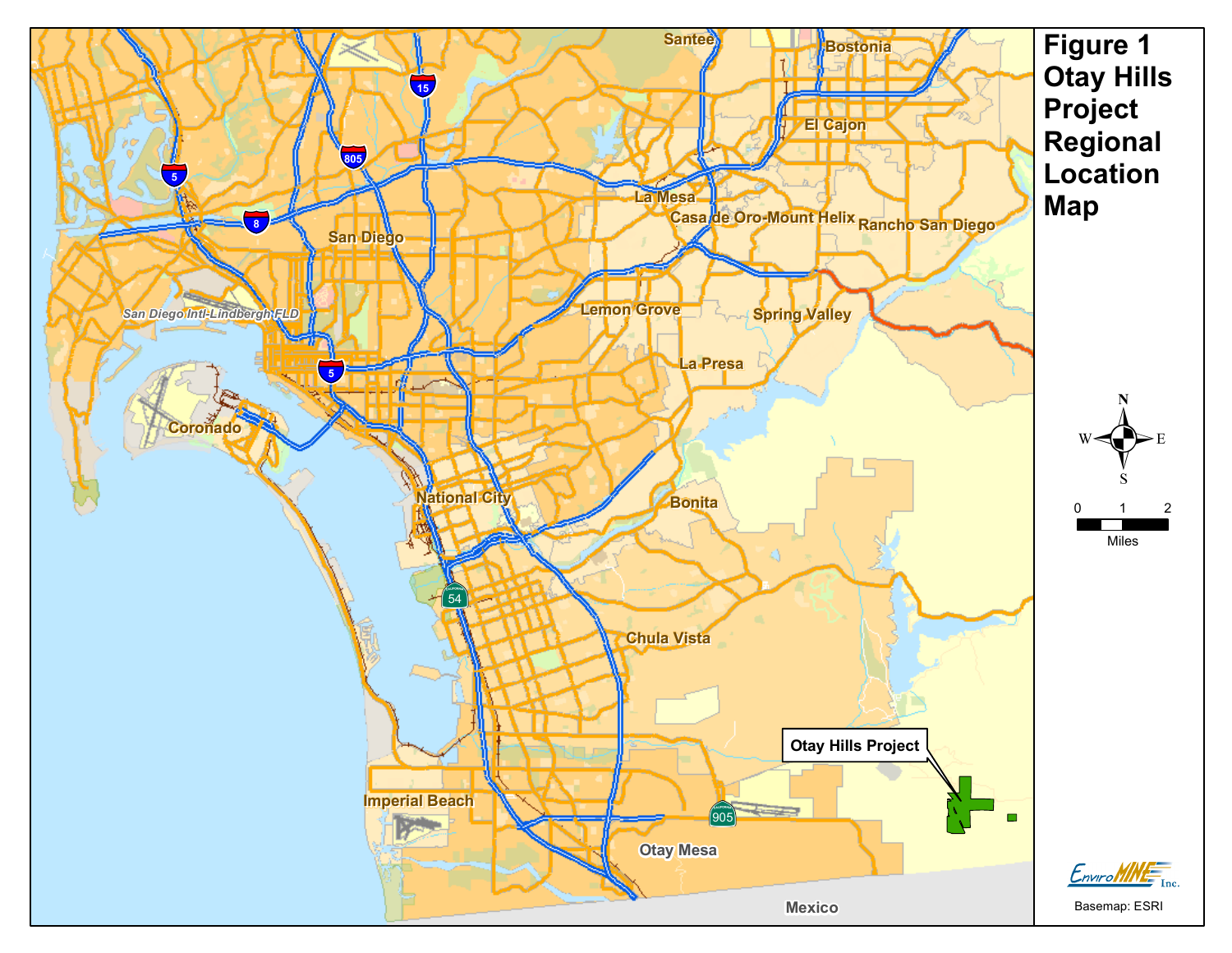# Figure 1 Otay Hills Project Regional Location Map

Santee
Bostonia
El Cajon
La Mesa
Casa de Oro-Mount Helix
Rancho San Diego
San Diego
San Diego Intl-Lindbergh FLD
Lemon Grove
Spring Valley
La Presa
Coronado
National City
Bonita
Chula Vista
Otay Hills Project
Imperial Beach
Otay Mesa
Mexico

15
805
5
8
5
54
905

N
W
E
S

0
1
2
Miles

EnviroMINE Inc.

Basemap: ESRI